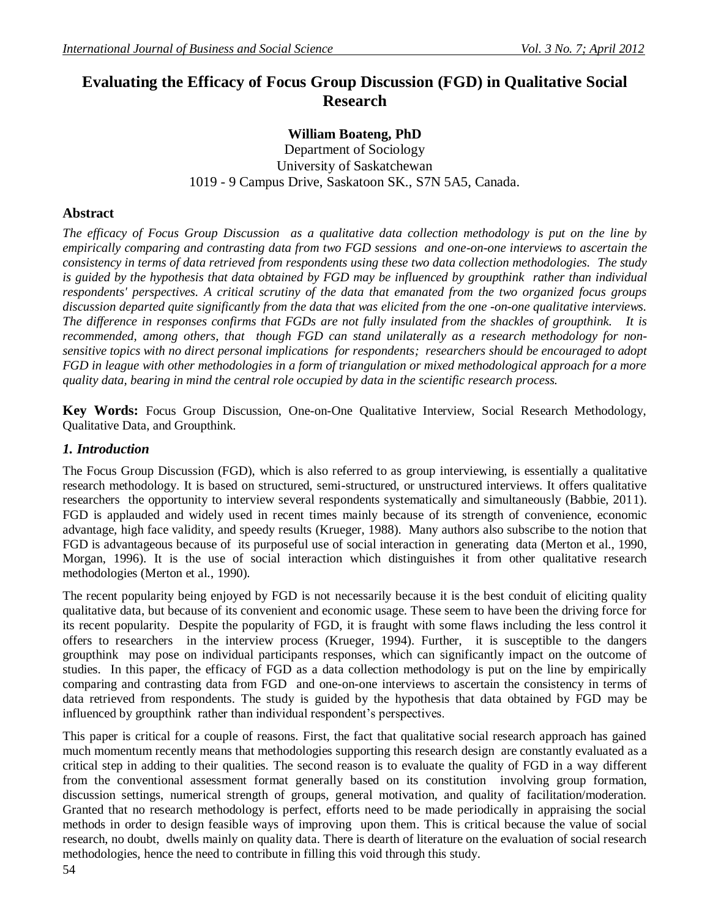# Evaluating the Efficacy of Focus Group Discussion (FGD) in Qualitative Social Research

**William Boateng, PhD**
Department of Sociology
University of Saskatchewan
1019 - 9 Campus Drive, Saskatoon SK., S7N 5A5, Canada.

## Abstract

*The efficacy of Focus Group Discussion as a qualitative data collection methodology is put on the line by empirically comparing and contrasting data from two FGD sessions and one-on-one interviews to ascertain the consistency in terms of data retrieved from respondents using these two data collection methodologies. The study is guided by the hypothesis that data obtained by FGD may be influenced by groupthink rather than individual respondents' perspectives. A critical scrutiny of the data that emanated from the two organized focus groups discussion departed quite significantly from the data that was elicited from the one -on-one qualitative interviews. The difference in responses confirms that FGDs are not fully insulated from the shackles of groupthink. It is recommended, among others, that though FGD can stand unilaterally as a research methodology for non-sensitive topics with no direct personal implications for respondents; researchers should be encouraged to adopt FGD in league with other methodologies in a form of triangulation or mixed methodological approach for a more quality data, bearing in mind the central role occupied by data in the scientific research process.*

**Key Words:** Focus Group Discussion, One-on-One Qualitative Interview, Social Research Methodology, Qualitative Data, and Groupthink.

## *1. Introduction*

The Focus Group Discussion (FGD), which is also referred to as group interviewing, is essentially a qualitative research methodology. It is based on structured, semi-structured, or unstructured interviews. It offers qualitative researchers the opportunity to interview several respondents systematically and simultaneously (Babbie, 2011). FGD is applauded and widely used in recent times mainly because of its strength of convenience, economic advantage, high face validity, and speedy results (Krueger, 1988). Many authors also subscribe to the notion that FGD is advantageous because of its purposeful use of social interaction in generating data (Merton et al., 1990, Morgan, 1996). It is the use of social interaction which distinguishes it from other qualitative research methodologies (Merton et al., 1990).

The recent popularity being enjoyed by FGD is not necessarily because it is the best conduit of eliciting quality qualitative data, but because of its convenient and economic usage. These seem to have been the driving force for its recent popularity. Despite the popularity of FGD, it is fraught with some flaws including the less control it offers to researchers in the interview process (Krueger, 1994). Further, it is susceptible to the dangers groupthink may pose on individual participants responses, which can significantly impact on the outcome of studies. In this paper, the efficacy of FGD as a data collection methodology is put on the line by empirically comparing and contrasting data from FGD and one-on-one interviews to ascertain the consistency in terms of data retrieved from respondents. The study is guided by the hypothesis that data obtained by FGD may be influenced by groupthink rather than individual respondent's perspectives.

This paper is critical for a couple of reasons. First, the fact that qualitative social research approach has gained much momentum recently means that methodologies supporting this research design are constantly evaluated as a critical step in adding to their qualities. The second reason is to evaluate the quality of FGD in a way different from the conventional assessment format generally based on its constitution involving group formation, discussion settings, numerical strength of groups, general motivation, and quality of facilitation/moderation. Granted that no research methodology is perfect, efforts need to be made periodically in appraising the social methods in order to design feasible ways of improving upon them. This is critical because the value of social research, no doubt, dwells mainly on quality data. There is dearth of literature on the evaluation of social research methodologies, hence the need to contribute in filling this void through this study.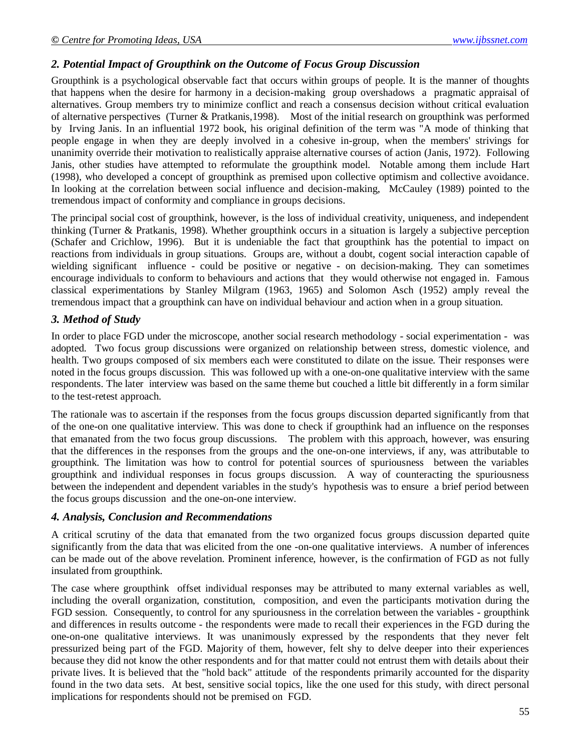### *2. Potential Impact of Groupthink on the Outcome of Focus Group Discussion*

Groupthink is a psychological observable fact that occurs within groups of people. It is the manner of thoughts that happens when the desire for harmony in a decision-making group overshadows a pragmatic appraisal of alternatives. Group members try to minimize conflict and reach a consensus decision without critical evaluation of alternative perspectives (Turner & Pratkanis,1998). Most of the initial research on groupthink was performed by Irving Janis. In an influential 1972 book, his original definition of the term was "A mode of thinking that people engage in when they are deeply involved in a cohesive in-group, when the members' strivings for unanimity override their motivation to realistically appraise alternative courses of action (Janis, 1972). Following Janis, other studies have attempted to reformulate the groupthink model. Notable among them include Hart (1998), who developed a concept of groupthink as premised upon collective optimism and collective avoidance. In looking at the correlation between social influence and decision-making, McCauley (1989) pointed to the tremendous impact of conformity and compliance in groups decisions.

The principal social cost of groupthink, however, is the loss of individual creativity, uniqueness, and independent thinking (Turner & Pratkanis, 1998). Whether groupthink occurs in a situation is largely a subjective perception (Schafer and Crichlow, 1996). But it is undeniable the fact that groupthink has the potential to impact on reactions from individuals in group situations. Groups are, without a doubt, cogent social interaction capable of wielding significant influence - could be positive or negative - on decision-making. They can sometimes encourage individuals to conform to behaviours and actions that they would otherwise not engaged in. Famous classical experimentations by Stanley Milgram (1963, 1965) and Solomon Asch (1952) amply reveal the tremendous impact that a groupthink can have on individual behaviour and action when in a group situation.

### *3. Method of Study*

In order to place FGD under the microscope, another social research methodology - social experimentation - was adopted. Two focus group discussions were organized on relationship between stress, domestic violence, and health. Two groups composed of six members each were constituted to dilate on the issue. Their responses were noted in the focus groups discussion. This was followed up with a one-on-one qualitative interview with the same respondents. The later interview was based on the same theme but couched a little bit differently in a form similar to the test-retest approach.

The rationale was to ascertain if the responses from the focus groups discussion departed significantly from that of the one-on one qualitative interview. This was done to check if groupthink had an influence on the responses that emanated from the two focus group discussions. The problem with this approach, however, was ensuring that the differences in the responses from the groups and the one-on-one interviews, if any, was attributable to groupthink. The limitation was how to control for potential sources of spuriousness between the variables groupthink and individual responses in focus groups discussion. A way of counteracting the spuriousness between the independent and dependent variables in the study's hypothesis was to ensure a brief period between the focus groups discussion and the one-on-one interview.

### *4. Analysis, Conclusion and Recommendations*

A critical scrutiny of the data that emanated from the two organized focus groups discussion departed quite significantly from the data that was elicited from the one -on-one qualitative interviews. A number of inferences can be made out of the above revelation. Prominent inference, however, is the confirmation of FGD as not fully insulated from groupthink.

The case where groupthink offset individual responses may be attributed to many external variables as well, including the overall organization, constitution, composition, and even the participants motivation during the FGD session. Consequently, to control for any spuriousness in the correlation between the variables - groupthink and differences in results outcome - the respondents were made to recall their experiences in the FGD during the one-on-one qualitative interviews. It was unanimously expressed by the respondents that they never felt pressurized being part of the FGD. Majority of them, however, felt shy to delve deeper into their experiences because they did not know the other respondents and for that matter could not entrust them with details about their private lives. It is believed that the "hold back" attitude of the respondents primarily accounted for the disparity found in the two data sets. At best, sensitive social topics, like the one used for this study, with direct personal implications for respondents should not be premised on FGD.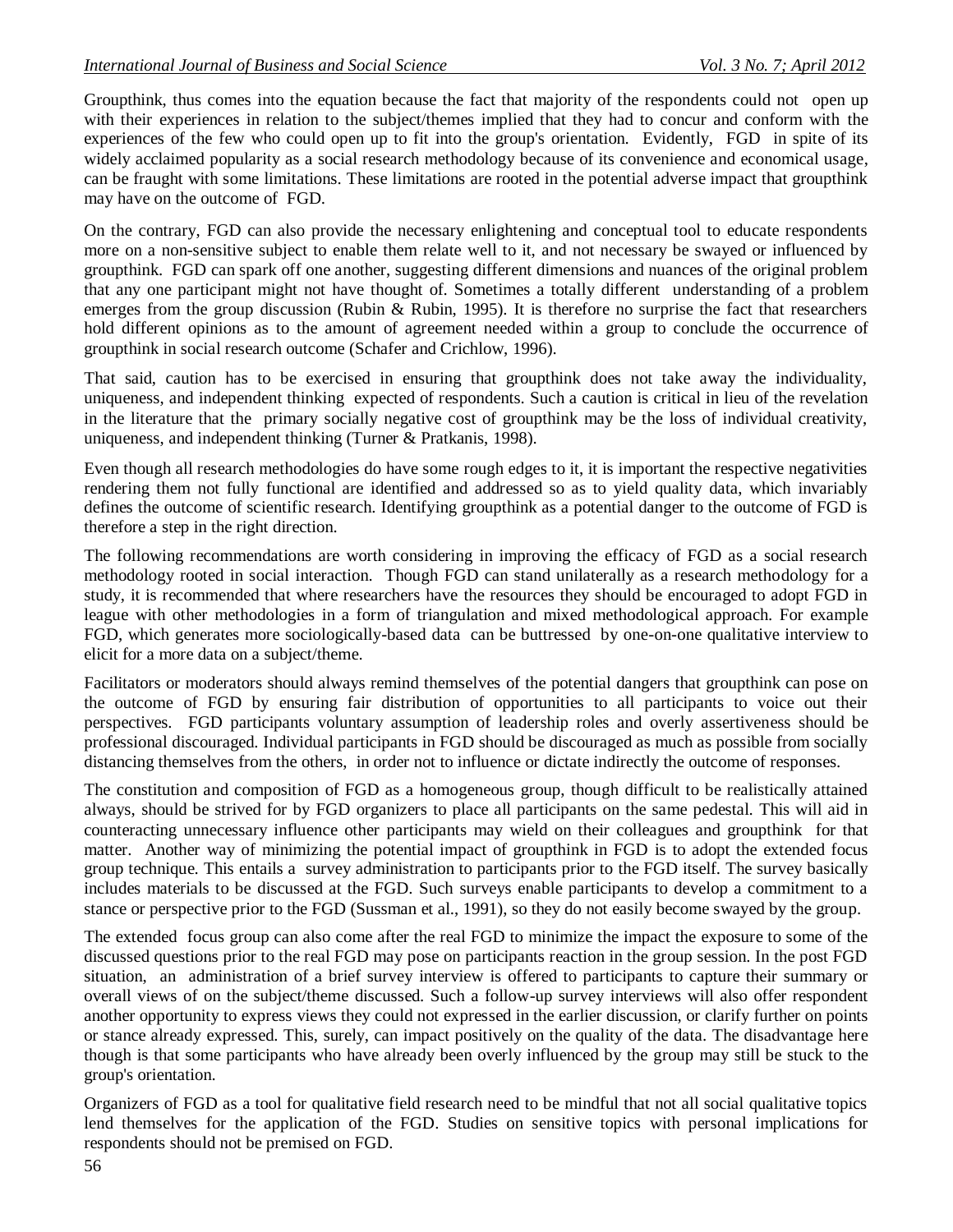Groupthink, thus comes into the equation because the fact that majority of the respondents could not open up with their experiences in relation to the subject/themes implied that they had to concur and conform with the experiences of the few who could open up to fit into the group's orientation. Evidently, FGD in spite of its widely acclaimed popularity as a social research methodology because of its convenience and economical usage, can be fraught with some limitations. These limitations are rooted in the potential adverse impact that groupthink may have on the outcome of FGD.

On the contrary, FGD can also provide the necessary enlightening and conceptual tool to educate respondents more on a non-sensitive subject to enable them relate well to it, and not necessary be swayed or influenced by groupthink. FGD can spark off one another, suggesting different dimensions and nuances of the original problem that any one participant might not have thought of. Sometimes a totally different understanding of a problem emerges from the group discussion (Rubin & Rubin, 1995). It is therefore no surprise the fact that researchers hold different opinions as to the amount of agreement needed within a group to conclude the occurrence of groupthink in social research outcome (Schafer and Crichlow, 1996).

That said, caution has to be exercised in ensuring that groupthink does not take away the individuality, uniqueness, and independent thinking expected of respondents. Such a caution is critical in lieu of the revelation in the literature that the primary socially negative cost of groupthink may be the loss of individual creativity, uniqueness, and independent thinking (Turner & Pratkanis, 1998).

Even though all research methodologies do have some rough edges to it, it is important the respective negativities rendering them not fully functional are identified and addressed so as to yield quality data, which invariably defines the outcome of scientific research. Identifying groupthink as a potential danger to the outcome of FGD is therefore a step in the right direction.

The following recommendations are worth considering in improving the efficacy of FGD as a social research methodology rooted in social interaction. Though FGD can stand unilaterally as a research methodology for a study, it is recommended that where researchers have the resources they should be encouraged to adopt FGD in league with other methodologies in a form of triangulation and mixed methodological approach. For example FGD, which generates more sociologically-based data can be buttressed by one-on-one qualitative interview to elicit for a more data on a subject/theme.

Facilitators or moderators should always remind themselves of the potential dangers that groupthink can pose on the outcome of FGD by ensuring fair distribution of opportunities to all participants to voice out their perspectives. FGD participants voluntary assumption of leadership roles and overly assertiveness should be professional discouraged. Individual participants in FGD should be discouraged as much as possible from socially distancing themselves from the others, in order not to influence or dictate indirectly the outcome of responses.

The constitution and composition of FGD as a homogeneous group, though difficult to be realistically attained always, should be strived for by FGD organizers to place all participants on the same pedestal. This will aid in counteracting unnecessary influence other participants may wield on their colleagues and groupthink for that matter. Another way of minimizing the potential impact of groupthink in FGD is to adopt the extended focus group technique. This entails a survey administration to participants prior to the FGD itself. The survey basically includes materials to be discussed at the FGD. Such surveys enable participants to develop a commitment to a stance or perspective prior to the FGD (Sussman et al., 1991), so they do not easily become swayed by the group.

The extended focus group can also come after the real FGD to minimize the impact the exposure to some of the discussed questions prior to the real FGD may pose on participants reaction in the group session. In the post FGD situation, an administration of a brief survey interview is offered to participants to capture their summary or overall views of on the subject/theme discussed. Such a follow-up survey interviews will also offer respondent another opportunity to express views they could not expressed in the earlier discussion, or clarify further on points or stance already expressed. This, surely, can impact positively on the quality of the data. The disadvantage here though is that some participants who have already been overly influenced by the group may still be stuck to the group's orientation.

Organizers of FGD as a tool for qualitative field research need to be mindful that not all social qualitative topics lend themselves for the application of the FGD. Studies on sensitive topics with personal implications for respondents should not be premised on FGD.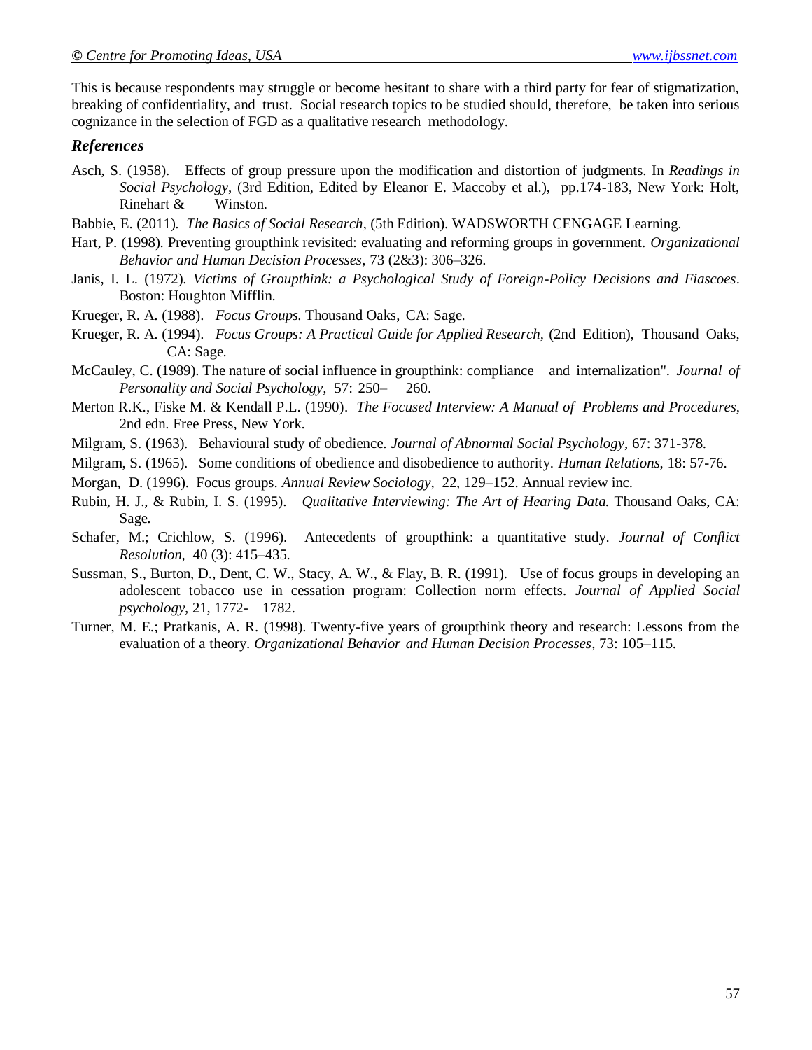This is because respondents may struggle or become hesitant to share with a third party for fear of stigmatization, breaking of confidentiality, and trust. Social research topics to be studied should, therefore, be taken into serious cognizance in the selection of FGD as a qualitative research methodology.

### *References*

Asch, S. (1958). Effects of group pressure upon the modification and distortion of judgments. In *Readings in Social Psychology*, (3rd Edition, Edited by Eleanor E. Maccoby et al.), pp.174-183, New York: Holt, Rinehart & Winston.

Babbie, E. (2011). *The Basics of Social Research*, (5th Edition). WADSWORTH CENGAGE Learning.

Hart, P. (1998). Preventing groupthink revisited: evaluating and reforming groups in government. *Organizational Behavior and Human Decision Processes*, 73 (2&3): 306–326.

Janis, I. L. (1972). *Victims of Groupthink: a Psychological Study of Foreign-Policy Decisions and Fiascoes*. Boston: Houghton Mifflin.

Krueger, R. A. (1988). *Focus Groups.* Thousand Oaks, CA: Sage.

Krueger, R. A. (1994). *Focus Groups: A Practical Guide for Applied Research,* (2nd Edition), Thousand Oaks, CA: Sage.

McCauley, C. (1989). The nature of social influence in groupthink: compliance and internalization". *Journal of Personality and Social Psychology,* 57: 250– 260.

Merton R.K., Fiske M. & Kendall P.L. (1990). *The Focused Interview: A Manual of Problems and Procedures*, 2nd edn. Free Press, New York.

Milgram, S. (1963). Behavioural study of obedience. *Journal of Abnormal Social Psychology*, 67: 371-378.

Milgram, S. (1965). Some conditions of obedience and disobedience to authority. *Human Relations*, 18: 57-76.

Morgan, D. (1996). Focus groups. *Annual Review Sociology,* 22, 129–152. Annual review inc.

Rubin, H. J., & Rubin, I. S. (1995). *Qualitative Interviewing: The Art of Hearing Data.* Thousand Oaks, CA: Sage.

Schafer, M.; Crichlow, S. (1996). Antecedents of groupthink: a quantitative study. *Journal of Conflict Resolution,* 40 (3): 415–435.

Sussman, S., Burton, D., Dent, C. W., Stacy, A. W., & Flay, B. R. (1991). Use of focus groups in developing an adolescent tobacco use in cessation program: Collection norm effects. *Journal of Applied Social psychology,* 21, 1772- 1782.

Turner, M. E.; Pratkanis, A. R. (1998). Twenty-five years of groupthink theory and research: Lessons from the evaluation of a theory. *Organizational Behavior and Human Decision Processes,* 73: 105–115.